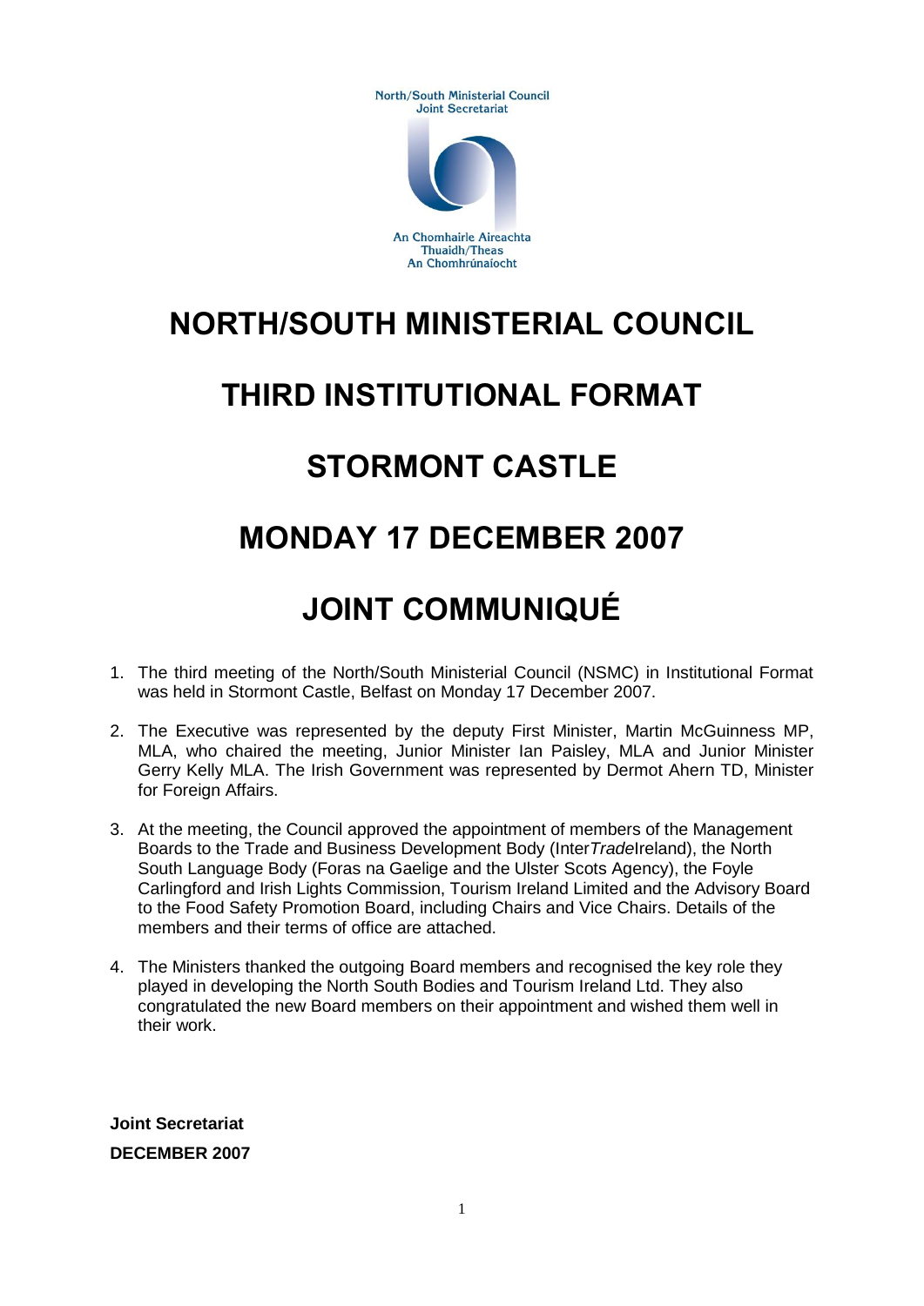North/South Ministerial Council
Joint Secretariat

An Chomhairle Aireachta
Thuaidh/Theas
An Chomhrúnaíocht

# NORTH/SOUTH MINISTERIAL COUNCIL

# THIRD INSTITUTIONAL FORMAT

# STORMONT CASTLE

# MONDAY 17 DECEMBER 2007

# JOINT COMMUNIQUÉ

1. The third meeting of the North/South Ministerial Council (NSMC) in Institutional Format was held in Stormont Castle, Belfast on Monday 17 December 2007.

2. The Executive was represented by the deputy First Minister, Martin McGuinness MP, MLA, who chaired the meeting, Junior Minister Ian Paisley, MLA and Junior Minister Gerry Kelly MLA. The Irish Government was represented by Dermot Ahern TD, Minister for Foreign Affairs.

3. At the meeting, the Council approved the appointment of members of the Management Boards to the Trade and Business Development Body (Inter*Trade*Ireland), the North South Language Body (Foras na Gaelige and the Ulster Scots Agency), the Foyle Carlingford and Irish Lights Commission, Tourism Ireland Limited and the Advisory Board to the Food Safety Promotion Board, including Chairs and Vice Chairs. Details of the members and their terms of office are attached.

4. The Ministers thanked the outgoing Board members and recognised the key role they played in developing the North South Bodies and Tourism Ireland Ltd. They also congratulated the new Board members on their appointment and wished them well in their work.

**Joint Secretariat**

**DECEMBER 2007**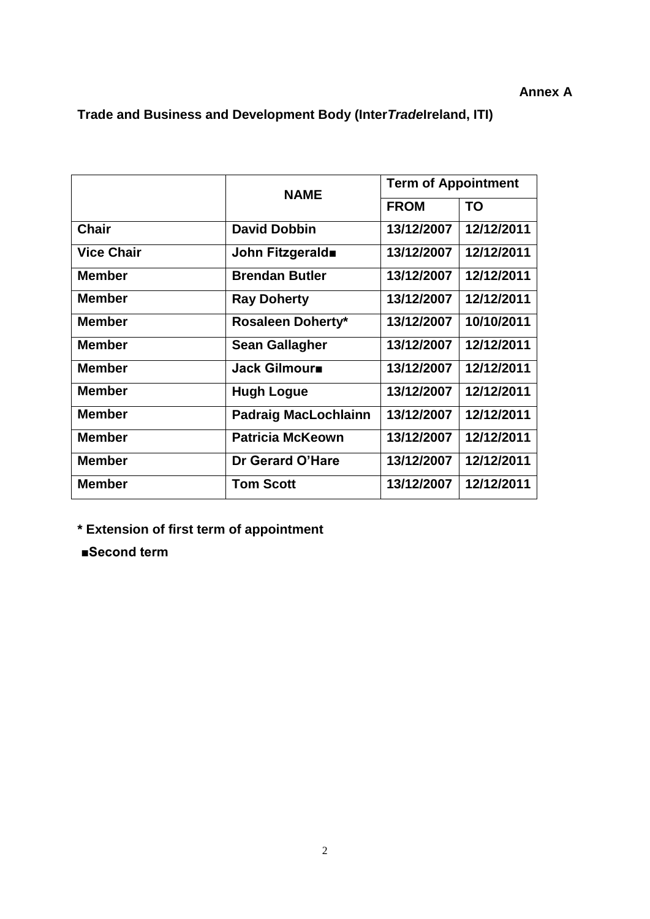**Annex A**

**Trade and Business and Development Body (Inter*Trade*Ireland, ITI)**

| | NAME | Term of Appointment | |
|---|---|---|---|
| | | FROM | TO |
| **Chair** | **David Dobbin** | **13/12/2007** | **12/12/2011** |
| **Vice Chair** | **John Fitzgerald■** | **13/12/2007** | **12/12/2011** |
| **Member** | **Brendan Butler** | **13/12/2007** | **12/12/2011** |
| **Member** | **Ray Doherty** | **13/12/2007** | **12/12/2011** |
| **Member** | **Rosaleen Doherty*** | **13/12/2007** | **10/10/2011** |
| **Member** | **Sean Gallagher** | **13/12/2007** | **12/12/2011** |
| **Member** | **Jack Gilmour■** | **13/12/2007** | **12/12/2011** |
| **Member** | **Hugh Logue** | **13/12/2007** | **12/12/2011** |
| **Member** | **Padraig MacLochlainn** | **13/12/2007** | **12/12/2011** |
| **Member** | **Patricia McKeown** | **13/12/2007** | **12/12/2011** |
| **Member** | **Dr Gerard O'Hare** | **13/12/2007** | **12/12/2011** |
| **Member** | **Tom Scott** | **13/12/2007** | **12/12/2011** |

**\* Extension of first term of appointment**

**■Second term**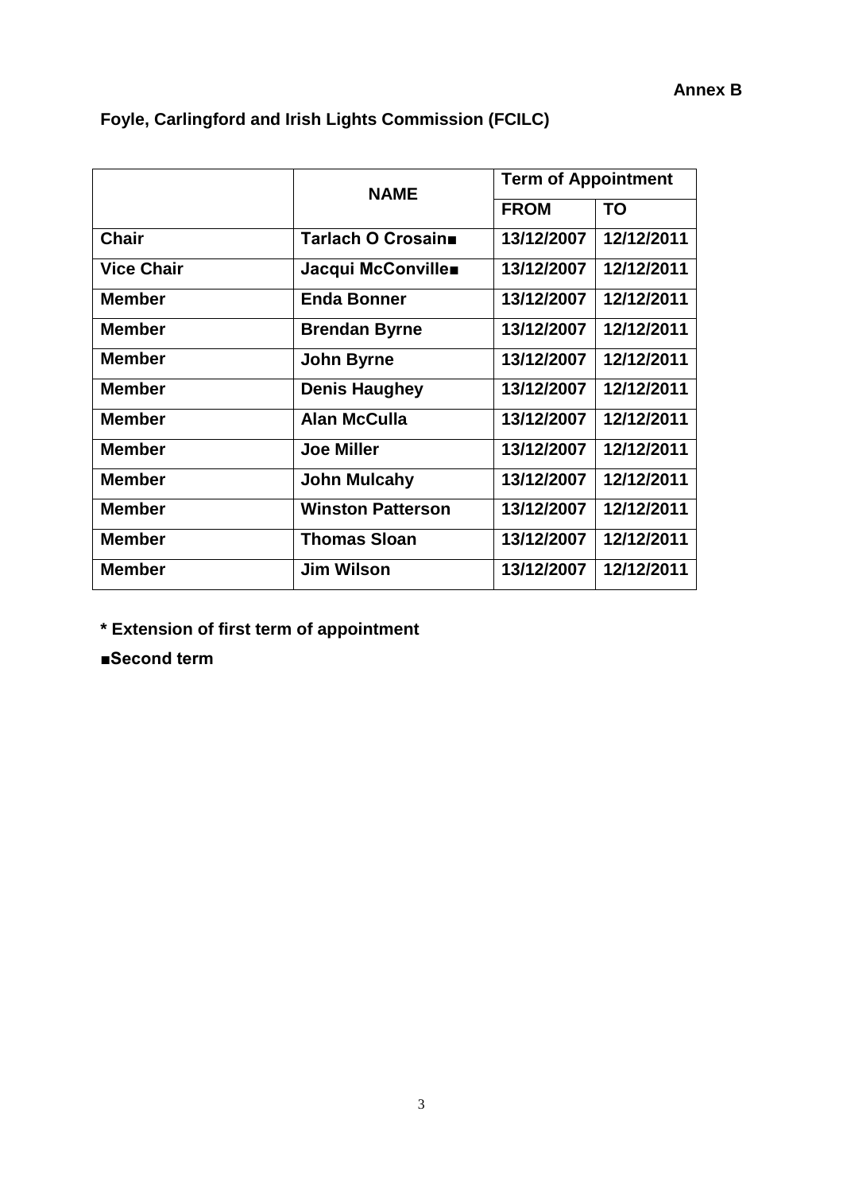**Annex B**

**Foyle, Carlingford and Irish Lights Commission (FCILC)**

| | **NAME** | **Term of Appointment** | |
|---|---|---|---|
| | | **FROM** | **TO** |
| **Chair** | **Tarlach O Crosain■** | **13/12/2007** | **12/12/2011** |
| **Vice Chair** | **Jacqui McConville■** | **13/12/2007** | **12/12/2011** |
| **Member** | **Enda Bonner** | **13/12/2007** | **12/12/2011** |
| **Member** | **Brendan Byrne** | **13/12/2007** | **12/12/2011** |
| **Member** | **John Byrne** | **13/12/2007** | **12/12/2011** |
| **Member** | **Denis Haughey** | **13/12/2007** | **12/12/2011** |
| **Member** | **Alan McCulla** | **13/12/2007** | **12/12/2011** |
| **Member** | **Joe Miller** | **13/12/2007** | **12/12/2011** |
| **Member** | **John Mulcahy** | **13/12/2007** | **12/12/2011** |
| **Member** | **Winston Patterson** | **13/12/2007** | **12/12/2011** |
| **Member** | **Thomas Sloan** | **13/12/2007** | **12/12/2011** |
| **Member** | **Jim Wilson** | **13/12/2007** | **12/12/2011** |

**\* Extension of first term of appointment**

**■Second term**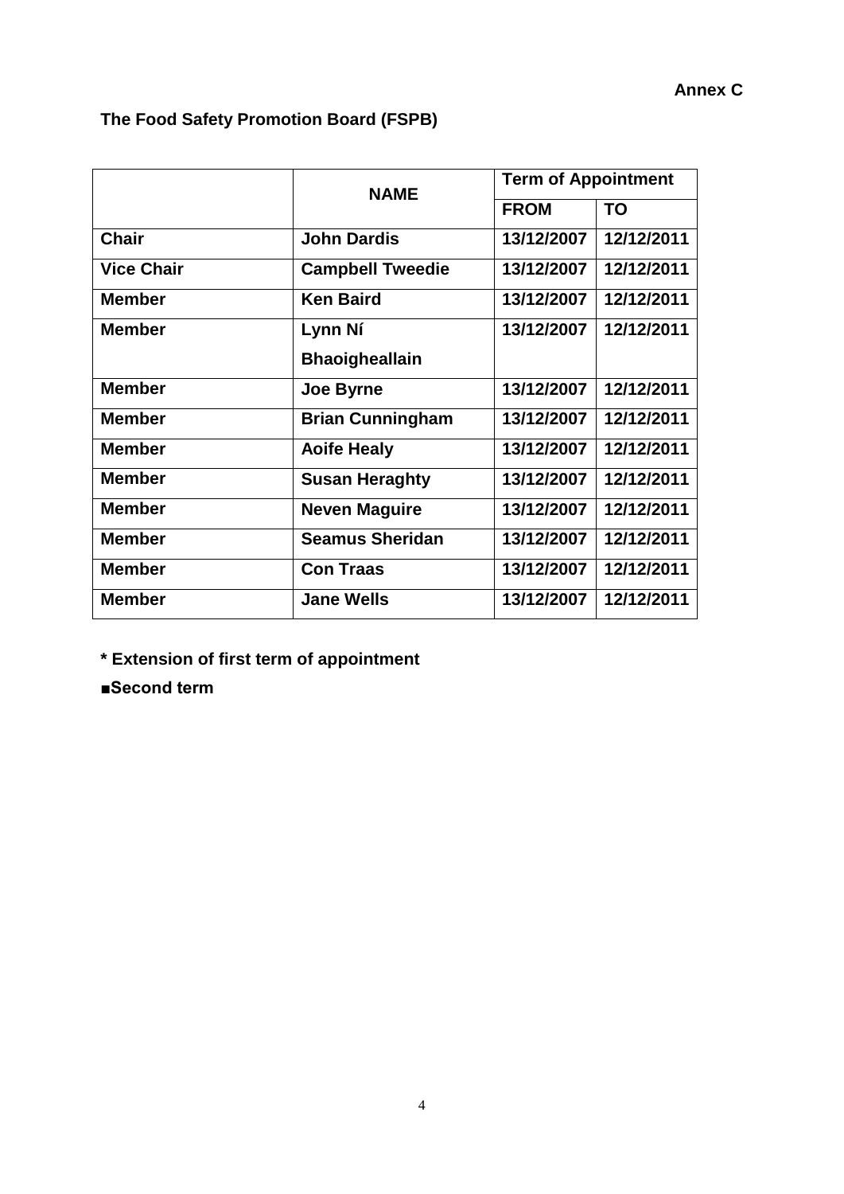**Annex C**

## The Food Safety Promotion Board (FSPB)

| | NAME | Term of Appointment | |
|---|---|---|---|
| | | FROM | TO |
| **Chair** | **John Dardis** | **13/12/2007** | **12/12/2011** |
| **Vice Chair** | **Campbell Tweedie** | **13/12/2007** | **12/12/2011** |
| **Member** | **Ken Baird** | **13/12/2007** | **12/12/2011** |
| **Member** | **Lynn Ní Bhaoigheallain** | **13/12/2007** | **12/12/2011** |
| **Member** | **Joe Byrne** | **13/12/2007** | **12/12/2011** |
| **Member** | **Brian Cunningham** | **13/12/2007** | **12/12/2011** |
| **Member** | **Aoife Healy** | **13/12/2007** | **12/12/2011** |
| **Member** | **Susan Heraghty** | **13/12/2007** | **12/12/2011** |
| **Member** | **Neven Maguire** | **13/12/2007** | **12/12/2011** |
| **Member** | **Seamus Sheridan** | **13/12/2007** | **12/12/2011** |
| **Member** | **Con Traas** | **13/12/2007** | **12/12/2011** |
| **Member** | **Jane Wells** | **13/12/2007** | **12/12/2011** |

**\* Extension of first term of appointment**

**■Second term**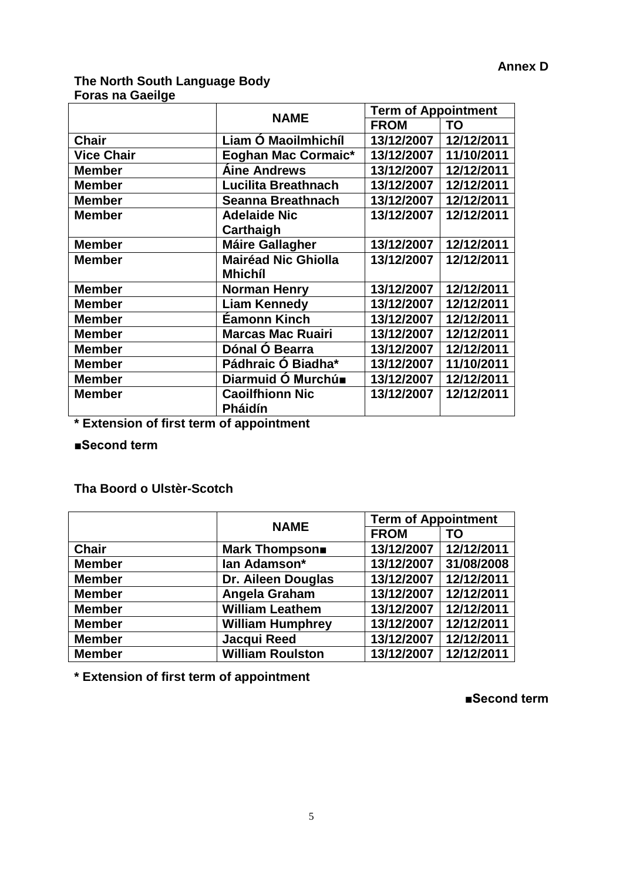**Annex D**

**The North South Language Body**
**Foras na Gaeilge**

| | NAME | Term of Appointment | |
|---|---|---|---|
| | | FROM | TO |
| **Chair** | **Liam Ó Maoilmhichíl** | **13/12/2007** | **12/12/2011** |
| **Vice Chair** | **Eoghan Mac Cormaic*** | **13/12/2007** | **11/10/2011** |
| **Member** | **Áine Andrews** | **13/12/2007** | **12/12/2011** |
| **Member** | **Lucilita Breathnach** | **13/12/2007** | **12/12/2011** |
| **Member** | **Seanna Breathnach** | **13/12/2007** | **12/12/2011** |
| **Member** | **Adelaide Nic Carthaigh** | **13/12/2007** | **12/12/2011** |
| **Member** | **Máire Gallagher** | **13/12/2007** | **12/12/2011** |
| **Member** | **Mairéad Nic Ghiolla Mhichíl** | **13/12/2007** | **12/12/2011** |
| **Member** | **Norman Henry** | **13/12/2007** | **12/12/2011** |
| **Member** | **Liam Kennedy** | **13/12/2007** | **12/12/2011** |
| **Member** | **Éamonn Kinch** | **13/12/2007** | **12/12/2011** |
| **Member** | **Marcas Mac Ruairi** | **13/12/2007** | **12/12/2011** |
| **Member** | **Dónal Ó Bearra** | **13/12/2007** | **12/12/2011** |
| **Member** | **Pádhraic Ó Biadha*** | **13/12/2007** | **11/10/2011** |
| **Member** | **Diarmuid Ó Murchú■** | **13/12/2007** | **12/12/2011** |
| **Member** | **Caoilfhionn Nic Pháidín** | **13/12/2007** | **12/12/2011** |

**\* Extension of first term of appointment**

**■Second term**

**Tha Boord o Ulstèr-Scotch**

| | NAME | Term of Appointment | |
|---|---|---|---|
| | | FROM | TO |
| **Chair** | **Mark Thompson■** | **13/12/2007** | **12/12/2011** |
| **Member** | **Ian Adamson*** | **13/12/2007** | **31/08/2008** |
| **Member** | **Dr. Aileen Douglas** | **13/12/2007** | **12/12/2011** |
| **Member** | **Angela Graham** | **13/12/2007** | **12/12/2011** |
| **Member** | **William Leathem** | **13/12/2007** | **12/12/2011** |
| **Member** | **William Humphrey** | **13/12/2007** | **12/12/2011** |
| **Member** | **Jacqui Reed** | **13/12/2007** | **12/12/2011** |
| **Member** | **William Roulston** | **13/12/2007** | **12/12/2011** |

**\* Extension of first term of appointment**

**■Second term**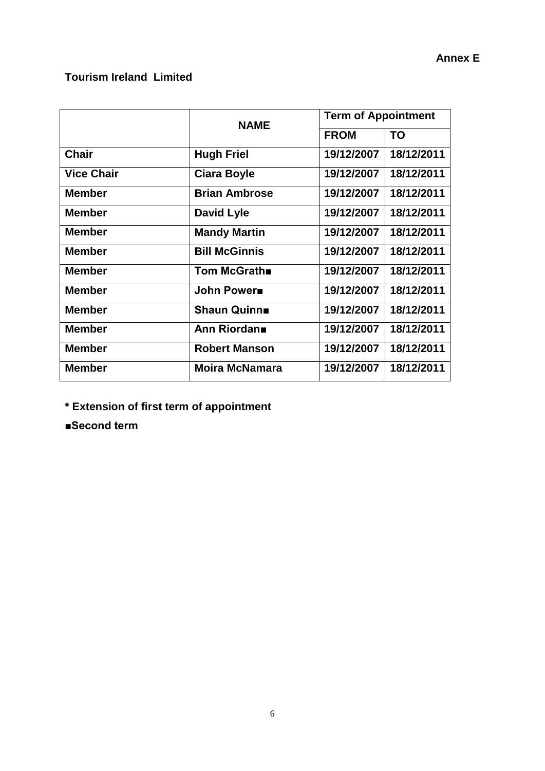**Annex E**

**Tourism Ireland Limited**

| | NAME | Term of Appointment | |
|---|---|---|---|
| | | FROM | TO |
| **Chair** | **Hugh Friel** | **19/12/2007** | **18/12/2011** |
| **Vice Chair** | **Ciara Boyle** | **19/12/2007** | **18/12/2011** |
| **Member** | **Brian Ambrose** | **19/12/2007** | **18/12/2011** |
| **Member** | **David Lyle** | **19/12/2007** | **18/12/2011** |
| **Member** | **Mandy Martin** | **19/12/2007** | **18/12/2011** |
| **Member** | **Bill McGinnis** | **19/12/2007** | **18/12/2011** |
| **Member** | **Tom McGrath■** | **19/12/2007** | **18/12/2011** |
| **Member** | **John Power■** | **19/12/2007** | **18/12/2011** |
| **Member** | **Shaun Quinn■** | **19/12/2007** | **18/12/2011** |
| **Member** | **Ann Riordan■** | **19/12/2007** | **18/12/2011** |
| **Member** | **Robert Manson** | **19/12/2007** | **18/12/2011** |
| **Member** | **Moira McNamara** | **19/12/2007** | **18/12/2011** |

**\* Extension of first term of appointment**

**■Second term**